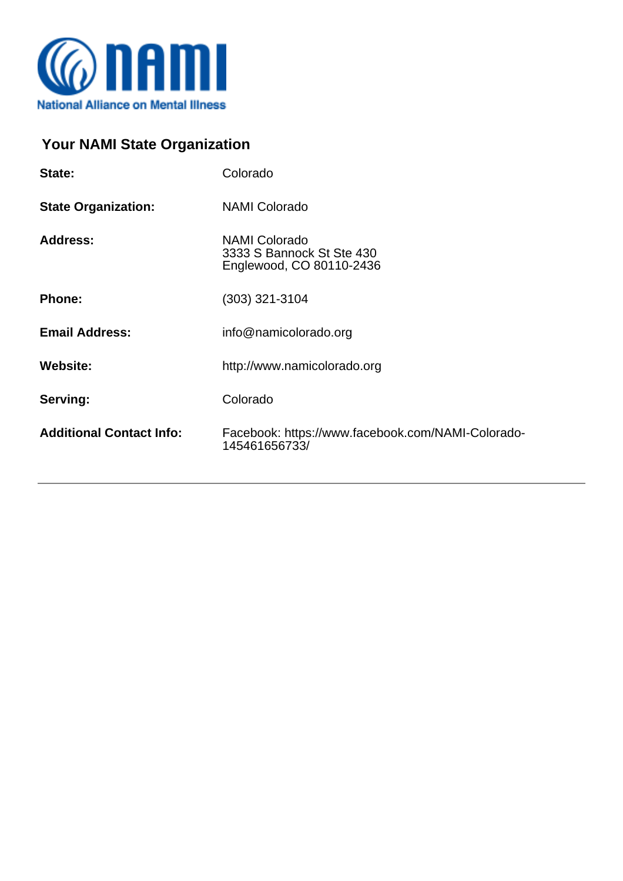NAMI
National Alliance on Mental Illness

## Your NAMI State Organization

| | |
|---|---|
| **State:** | Colorado |
| **State Organization:** | NAMI Colorado |
| **Address:** | NAMI Colorado<br>3333 S Bannock St Ste 430<br>Englewood, CO 80110-2436 |
| **Phone:** | (303) 321-3104 |
| **Email Address:** | info@namicolorado.org |
| **Website:** | http://www.namicolorado.org |
| **Serving:** | Colorado |
| **Additional Contact Info:** | Facebook: https://www.facebook.com/NAMI-Colorado-145461656733/ |

---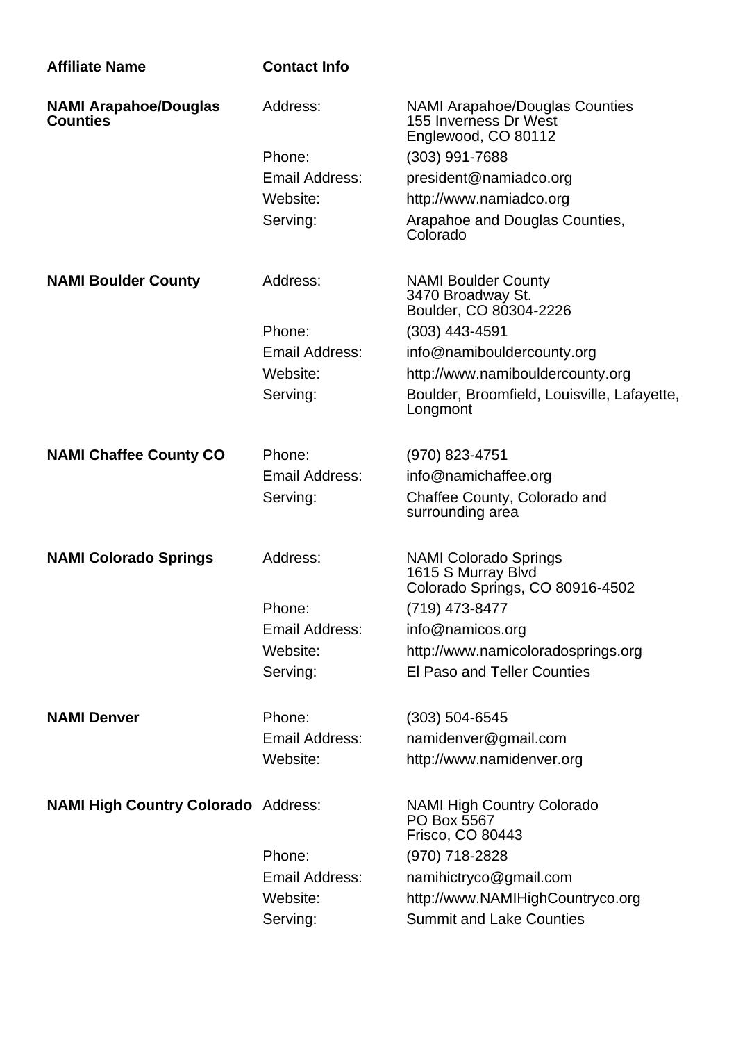| Affiliate Name | Contact Info | |
|---|---|---|
| **NAMI Arapahoe/Douglas Counties** | Address: | NAMI Arapahoe/Douglas Counties<br>155 Inverness Dr West<br>Englewood, CO 80112 |
| | Phone: | (303) 991-7688 |
| | Email Address: | president@namiadco.org |
| | Website: | http://www.namiadco.org |
| | Serving: | Arapahoe and Douglas Counties, Colorado |
| **NAMI Boulder County** | Address: | NAMI Boulder County<br>3470 Broadway St.<br>Boulder, CO 80304-2226 |
| | Phone: | (303) 443-4591 |
| | Email Address: | info@namibouldercounty.org |
| | Website: | http://www.namibouldercounty.org |
| | Serving: | Boulder, Broomfield, Louisville, Lafayette, Longmont |
| **NAMI Chaffee County CO** | Phone: | (970) 823-4751 |
| | Email Address: | info@namichaffee.org |
| | Serving: | Chaffee County, Colorado and surrounding area |
| **NAMI Colorado Springs** | Address: | NAMI Colorado Springs<br>1615 S Murray Blvd<br>Colorado Springs, CO 80916-4502 |
| | Phone: | (719) 473-8477 |
| | Email Address: | info@namicos.org |
| | Website: | http://www.namicoloradosprings.org |
| | Serving: | El Paso and Teller Counties |
| **NAMI Denver** | Phone: | (303) 504-6545 |
| | Email Address: | namidenver@gmail.com |
| | Website: | http://www.namidenver.org |
| **NAMI High Country Colorado** | Address: | NAMI High Country Colorado<br>PO Box 5567<br>Frisco, CO 80443 |
| | Phone: | (970) 718-2828 |
| | Email Address: | namihictryco@gmail.com |
| | Website: | http://www.NAMIHighCountryco.org |
| | Serving: | Summit and Lake Counties |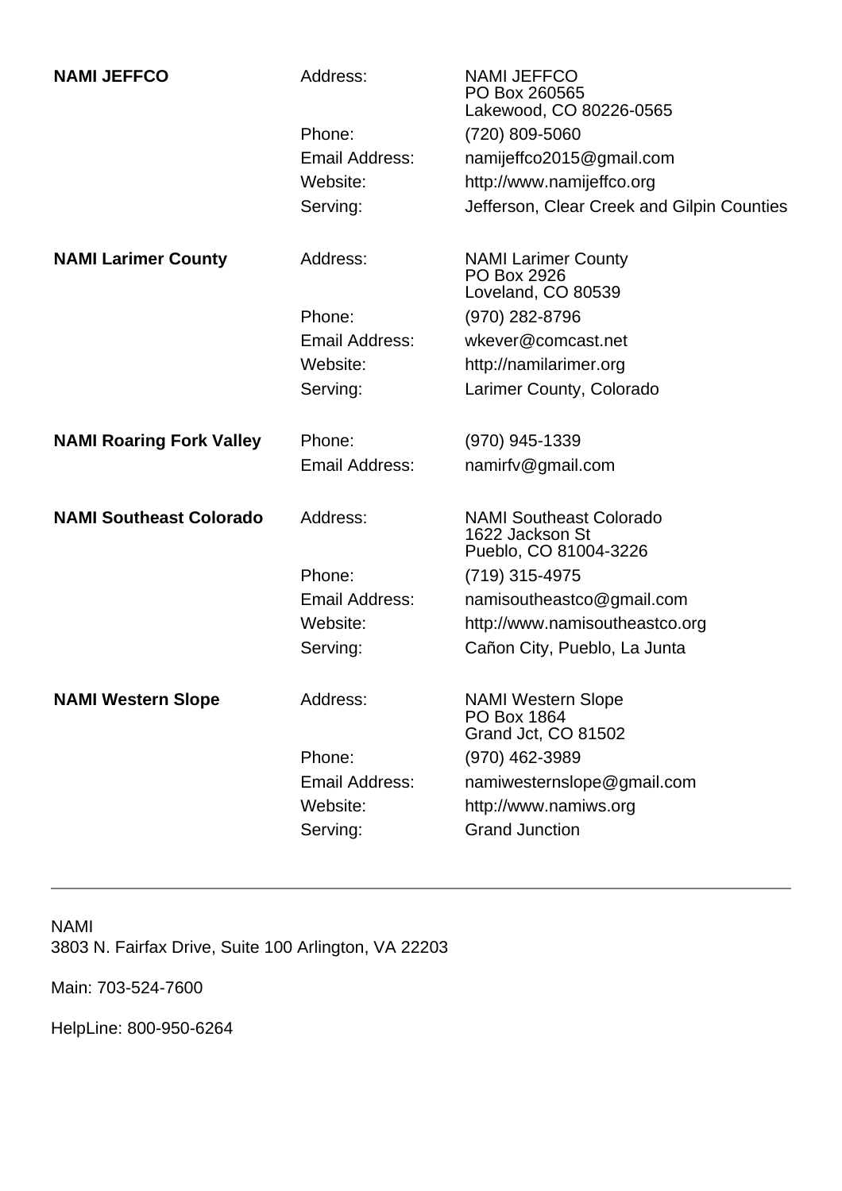| | | |
|---|---|---|
| **NAMI JEFFCO** | Address: | NAMI JEFFCO<br>PO Box 260565<br>Lakewood, CO 80226-0565 |
| | Phone: | (720) 809-5060 |
| | Email Address: | namijeffco2015@gmail.com |
| | Website: | http://www.namijeffco.org |
| | Serving: | Jefferson, Clear Creek and Gilpin Counties |
| **NAMI Larimer County** | Address: | NAMI Larimer County<br>PO Box 2926<br>Loveland, CO 80539 |
| | Phone: | (970) 282-8796 |
| | Email Address: | wkever@comcast.net |
| | Website: | http://namilarimer.org |
| | Serving: | Larimer County, Colorado |
| **NAMI Roaring Fork Valley** | Phone: | (970) 945-1339 |
| | Email Address: | namirfv@gmail.com |
| **NAMI Southeast Colorado** | Address: | NAMI Southeast Colorado<br>1622 Jackson St<br>Pueblo, CO 81004-3226 |
| | Phone: | (719) 315-4975 |
| | Email Address: | namisoutheastco@gmail.com |
| | Website: | http://www.namisoutheastco.org |
| | Serving: | Cañon City, Pueblo, La Junta |
| **NAMI Western Slope** | Address: | NAMI Western Slope<br>PO Box 1864<br>Grand Jct, CO 81502 |
| | Phone: | (970) 462-3989 |
| | Email Address: | namiwesternslope@gmail.com |
| | Website: | http://www.namiws.org |
| | Serving: | Grand Junction |

---

NAMI
3803 N. Fairfax Drive, Suite 100 Arlington, VA 22203

Main: 703-524-7600

HelpLine: 800-950-6264